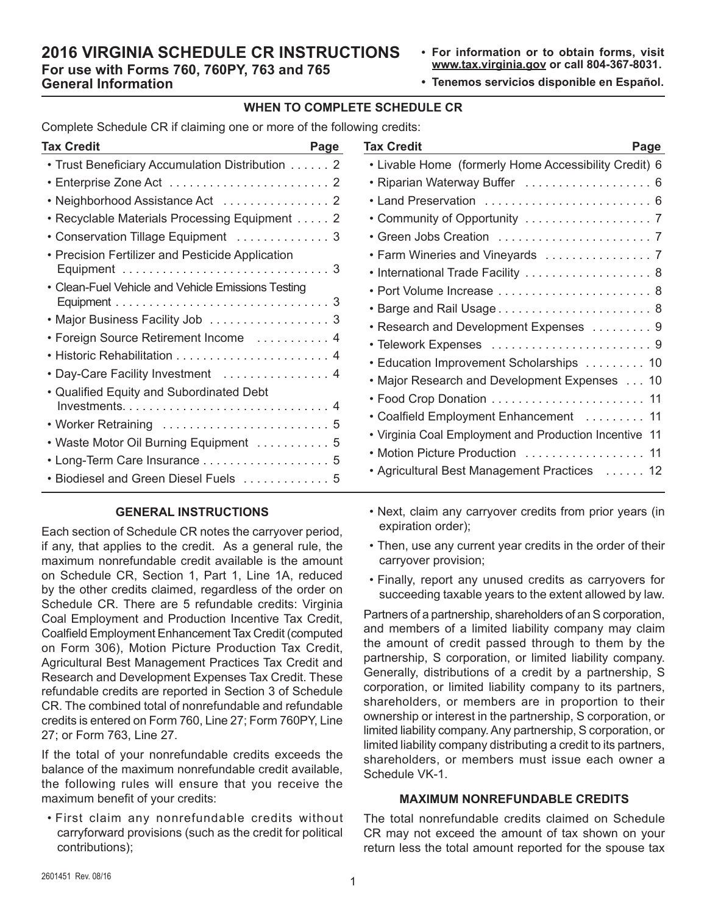# 2016 VIRGINIA SCHEDULE CR INSTRUCTIONS

## For use with Forms 760, 760PY, 763 and 765

## General Information

- **For information or to obtain forms, visit www.tax.virginia.gov or call 804-367-8031.**
- **Tenemos servicios disponible en Español.**

### WHEN TO COMPLETE SCHEDULE CR

Complete Schedule CR if claiming one or more of the following credits:

| Tax Credit | Page |
|---|---|
| • Trust Beneficiary Accumulation Distribution | 2 |
| • Enterprise Zone Act | 2 |
| • Neighborhood Assistance Act | 2 |
| • Recyclable Materials Processing Equipment | 2 |
| • Conservation Tillage Equipment | 3 |
| • Precision Fertilizer and Pesticide Application Equipment | 3 |
| • Clean-Fuel Vehicle and Vehicle Emissions Testing Equipment | 3 |
| • Major Business Facility Job | 3 |
| • Foreign Source Retirement Income | 4 |
| • Historic Rehabilitation | 4 |
| • Day-Care Facility Investment | 4 |
| • Qualified Equity and Subordinated Debt Investments | 4 |
| • Worker Retraining | 5 |
| • Waste Motor Oil Burning Equipment | 5 |
| • Long-Term Care Insurance | 5 |
| • Biodiesel and Green Diesel Fuels | 5 |
| • Livable Home (formerly Home Accessibility Credit) | 6 |
| • Riparian Waterway Buffer | 6 |
| • Land Preservation | 6 |
| • Community of Opportunity | 7 |
| • Green Jobs Creation | 7 |
| • Farm Wineries and Vineyards | 7 |
| • International Trade Facility | 8 |
| • Port Volume Increase | 8 |
| • Barge and Rail Usage | 8 |
| • Research and Development Expenses | 9 |
| • Telework Expenses | 9 |
| • Education Improvement Scholarships | 10 |
| • Major Research and Development Expenses | 10 |
| • Food Crop Donation | 11 |
| • Coalfield Employment Enhancement | 11 |
| • Virginia Coal Employment and Production Incentive | 11 |
| • Motion Picture Production | 11 |
| • Agricultural Best Management Practices | 12 |

### GENERAL INSTRUCTIONS

Each section of Schedule CR notes the carryover period, if any, that applies to the credit. As a general rule, the maximum nonrefundable credit available is the amount on Schedule CR, Section 1, Part 1, Line 1A, reduced by the other credits claimed, regardless of the order on Schedule CR. There are 5 refundable credits: Virginia Coal Employment and Production Incentive Tax Credit, Coalfield Employment Enhancement Tax Credit (computed on Form 306), Motion Picture Production Tax Credit, Agricultural Best Management Practices Tax Credit and Research and Development Expenses Tax Credit. These refundable credits are reported in Section 3 of Schedule CR. The combined total of nonrefundable and refundable credits is entered on Form 760, Line 27; Form 760PY, Line 27; or Form 763, Line 27.

If the total of your nonrefundable credits exceeds the balance of the maximum nonrefundable credit available, the following rules will ensure that you receive the maximum benefit of your credits:

- First claim any nonrefundable credits without carryforward provisions (such as the credit for political contributions);
- Next, claim any carryover credits from prior years (in expiration order);
- Then, use any current year credits in the order of their carryover provision;
- Finally, report any unused credits as carryovers for succeeding taxable years to the extent allowed by law.

Partners of a partnership, shareholders of an S corporation, and members of a limited liability company may claim the amount of credit passed through to them by the partnership, S corporation, or limited liability company. Generally, distributions of a credit by a partnership, S corporation, or limited liability company to its partners, shareholders, or members are in proportion to their ownership or interest in the partnership, S corporation, or limited liability company. Any partnership, S corporation, or limited liability company distributing a credit to its partners, shareholders, or members must issue each owner a Schedule VK-1.

### MAXIMUM NONREFUNDABLE CREDITS

The total nonrefundable credits claimed on Schedule CR may not exceed the amount of tax shown on your return less the total amount reported for the spouse tax

2601451 Rev. 08/16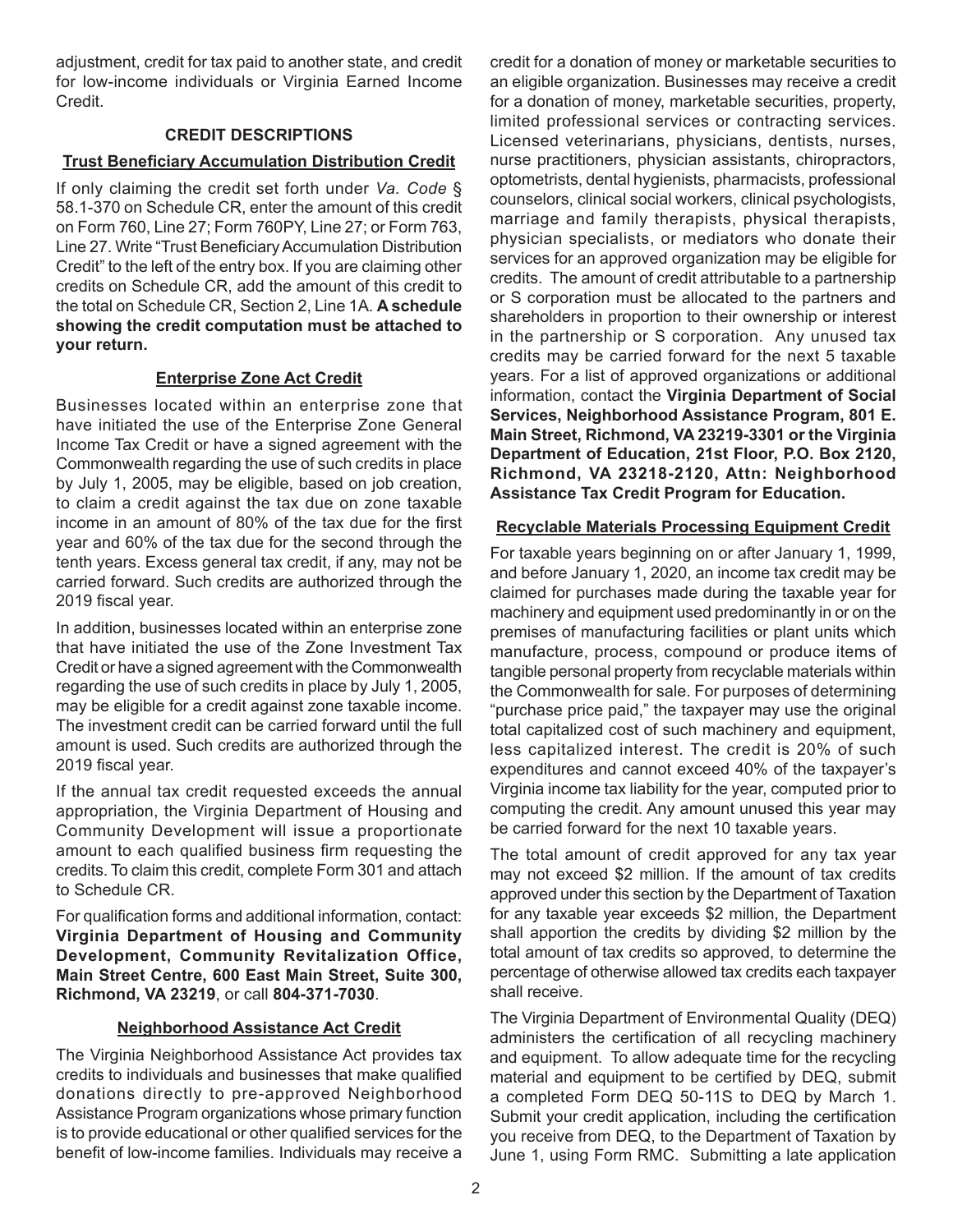adjustment, credit for tax paid to another state, and credit for low-income individuals or Virginia Earned Income Credit.

## CREDIT DESCRIPTIONS

### Trust Beneficiary Accumulation Distribution Credit

If only claiming the credit set forth under *Va. Code* § 58.1-370 on Schedule CR, enter the amount of this credit on Form 760, Line 27; Form 760PY, Line 27; or Form 763, Line 27. Write "Trust Beneficiary Accumulation Distribution Credit" to the left of the entry box. If you are claiming other credits on Schedule CR, add the amount of this credit to the total on Schedule CR, Section 2, Line 1A. **A schedule showing the credit computation must be attached to your return.**

### Enterprise Zone Act Credit

Businesses located within an enterprise zone that have initiated the use of the Enterprise Zone General Income Tax Credit or have a signed agreement with the Commonwealth regarding the use of such credits in place by July 1, 2005, may be eligible, based on job creation, to claim a credit against the tax due on zone taxable income in an amount of 80% of the tax due for the first year and 60% of the tax due for the second through the tenth years. Excess general tax credit, if any, may not be carried forward. Such credits are authorized through the 2019 fiscal year.

In addition, businesses located within an enterprise zone that have initiated the use of the Zone Investment Tax Credit or have a signed agreement with the Commonwealth regarding the use of such credits in place by July 1, 2005, may be eligible for a credit against zone taxable income. The investment credit can be carried forward until the full amount is used. Such credits are authorized through the 2019 fiscal year.

If the annual tax credit requested exceeds the annual appropriation, the Virginia Department of Housing and Community Development will issue a proportionate amount to each qualified business firm requesting the credits. To claim this credit, complete Form 301 and attach to Schedule CR.

For qualification forms and additional information, contact: **Virginia Department of Housing and Community Development, Community Revitalization Office, Main Street Centre, 600 East Main Street, Suite 300, Richmond, VA 23219**, or call **804-371-7030**.

### Neighborhood Assistance Act Credit

The Virginia Neighborhood Assistance Act provides tax credits to individuals and businesses that make qualified donations directly to pre-approved Neighborhood Assistance Program organizations whose primary function is to provide educational or other qualified services for the benefit of low-income families. Individuals may receive a credit for a donation of money or marketable securities to an eligible organization. Businesses may receive a credit for a donation of money, marketable securities, property, limited professional services or contracting services. Licensed veterinarians, physicians, dentists, nurses, nurse practitioners, physician assistants, chiropractors, optometrists, dental hygienists, pharmacists, professional counselors, clinical social workers, clinical psychologists, marriage and family therapists, physical therapists, physician specialists, or mediators who donate their services for an approved organization may be eligible for credits. The amount of credit attributable to a partnership or S corporation must be allocated to the partners and shareholders in proportion to their ownership or interest in the partnership or S corporation. Any unused tax credits may be carried forward for the next 5 taxable years. For a list of approved organizations or additional information, contact the **Virginia Department of Social Services, Neighborhood Assistance Program, 801 E. Main Street, Richmond, VA 23219-3301 or the Virginia Department of Education, 21st Floor, P.O. Box 2120, Richmond, VA 23218-2120, Attn: Neighborhood Assistance Tax Credit Program for Education.**

### Recyclable Materials Processing Equipment Credit

For taxable years beginning on or after January 1, 1999, and before January 1, 2020, an income tax credit may be claimed for purchases made during the taxable year for machinery and equipment used predominantly in or on the premises of manufacturing facilities or plant units which manufacture, process, compound or produce items of tangible personal property from recyclable materials within the Commonwealth for sale. For purposes of determining "purchase price paid," the taxpayer may use the original total capitalized cost of such machinery and equipment, less capitalized interest. The credit is 20% of such expenditures and cannot exceed 40% of the taxpayer's Virginia income tax liability for the year, computed prior to computing the credit. Any amount unused this year may be carried forward for the next 10 taxable years.

The total amount of credit approved for any tax year may not exceed \$2 million. If the amount of tax credits approved under this section by the Department of Taxation for any taxable year exceeds \$2 million, the Department shall apportion the credits by dividing \$2 million by the total amount of tax credits so approved, to determine the percentage of otherwise allowed tax credits each taxpayer shall receive.

The Virginia Department of Environmental Quality (DEQ) administers the certification of all recycling machinery and equipment. To allow adequate time for the recycling material and equipment to be certified by DEQ, submit a completed Form DEQ 50-11S to DEQ by March 1. Submit your credit application, including the certification you receive from DEQ, to the Department of Taxation by June 1, using Form RMC. Submitting a late application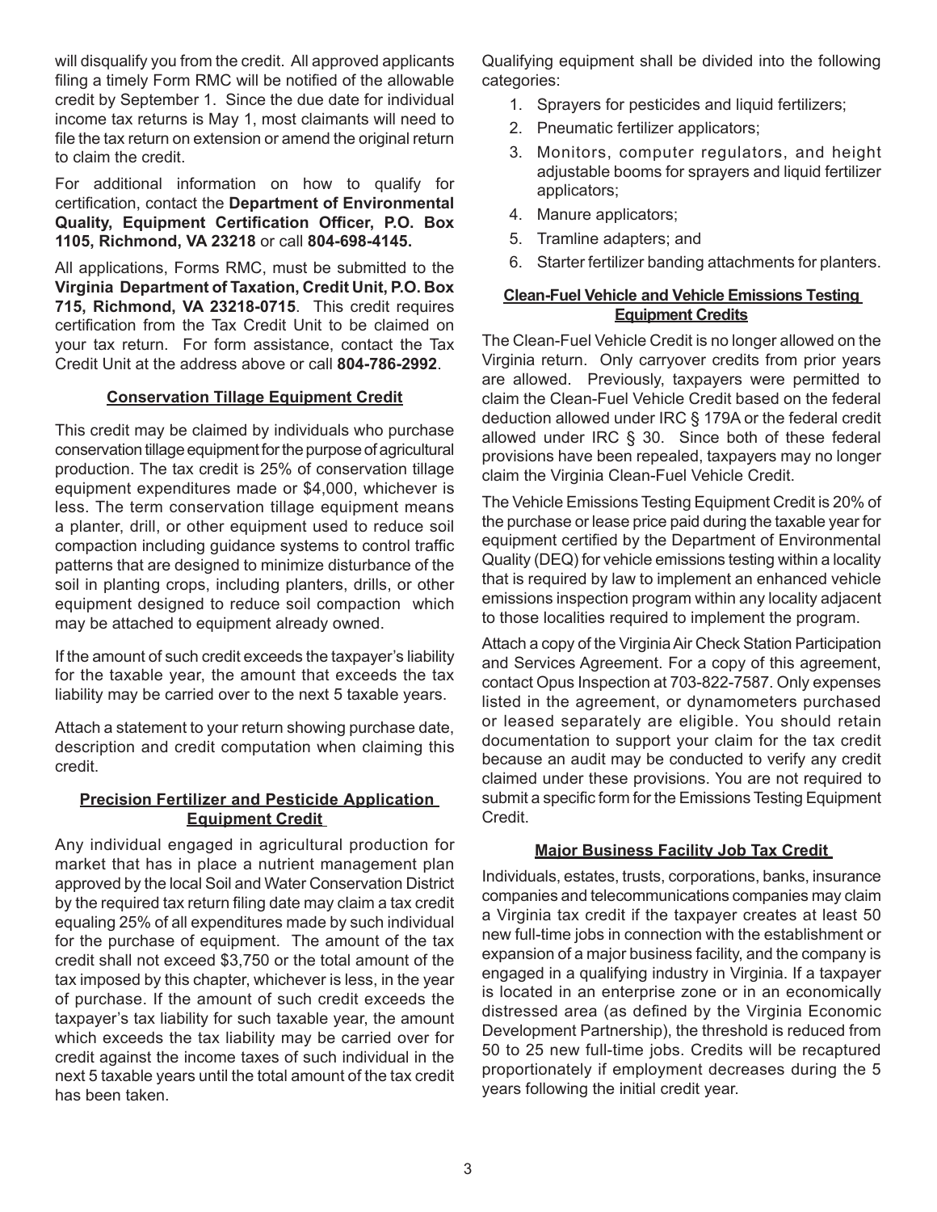will disqualify you from the credit. All approved applicants filing a timely Form RMC will be notified of the allowable credit by September 1. Since the due date for individual income tax returns is May 1, most claimants will need to file the tax return on extension or amend the original return to claim the credit.

For additional information on how to qualify for certification, contact the **Department of Environmental Quality, Equipment Certification Officer, P.O. Box 1105, Richmond, VA 23218** or call **804-698-4145.**

All applications, Forms RMC, must be submitted to the **Virginia Department of Taxation, Credit Unit, P.O. Box 715, Richmond, VA 23218-0715**. This credit requires certification from the Tax Credit Unit to be claimed on your tax return. For form assistance, contact the Tax Credit Unit at the address above or call **804-786-2992**.

## Conservation Tillage Equipment Credit

This credit may be claimed by individuals who purchase conservation tillage equipment for the purpose of agricultural production. The tax credit is 25% of conservation tillage equipment expenditures made or $4,000, whichever is less. The term conservation tillage equipment means a planter, drill, or other equipment used to reduce soil compaction including guidance systems to control traffic patterns that are designed to minimize disturbance of the soil in planting crops, including planters, drills, or other equipment designed to reduce soil compaction which may be attached to equipment already owned.

If the amount of such credit exceeds the taxpayer's liability for the taxable year, the amount that exceeds the tax liability may be carried over to the next 5 taxable years.

Attach a statement to your return showing purchase date, description and credit computation when claiming this credit.

## Precision Fertilizer and Pesticide Application Equipment Credit

Any individual engaged in agricultural production for market that has in place a nutrient management plan approved by the local Soil and Water Conservation District by the required tax return filing date may claim a tax credit equaling 25% of all expenditures made by such individual for the purchase of equipment. The amount of the tax credit shall not exceed $3,750 or the total amount of the tax imposed by this chapter, whichever is less, in the year of purchase. If the amount of such credit exceeds the taxpayer's tax liability for such taxable year, the amount which exceeds the tax liability may be carried over for credit against the income taxes of such individual in the next 5 taxable years until the total amount of the tax credit has been taken.

Qualifying equipment shall be divided into the following categories:

1. Sprayers for pesticides and liquid fertilizers;
2. Pneumatic fertilizer applicators;
3. Monitors, computer regulators, and height adjustable booms for sprayers and liquid fertilizer applicators;
4. Manure applicators;
5. Tramline adapters; and
6. Starter fertilizer banding attachments for planters.

## Clean-Fuel Vehicle and Vehicle Emissions Testing Equipment Credits

The Clean-Fuel Vehicle Credit is no longer allowed on the Virginia return. Only carryover credits from prior years are allowed. Previously, taxpayers were permitted to claim the Clean-Fuel Vehicle Credit based on the federal deduction allowed under IRC § 179A or the federal credit allowed under IRC § 30. Since both of these federal provisions have been repealed, taxpayers may no longer claim the Virginia Clean-Fuel Vehicle Credit.

The Vehicle Emissions Testing Equipment Credit is 20% of the purchase or lease price paid during the taxable year for equipment certified by the Department of Environmental Quality (DEQ) for vehicle emissions testing within a locality that is required by law to implement an enhanced vehicle emissions inspection program within any locality adjacent to those localities required to implement the program.

Attach a copy of the Virginia Air Check Station Participation and Services Agreement. For a copy of this agreement, contact Opus Inspection at 703-822-7587. Only expenses listed in the agreement, or dynamometers purchased or leased separately are eligible. You should retain documentation to support your claim for the tax credit because an audit may be conducted to verify any credit claimed under these provisions. You are not required to submit a specific form for the Emissions Testing Equipment Credit.

## Major Business Facility Job Tax Credit

Individuals, estates, trusts, corporations, banks, insurance companies and telecommunications companies may claim a Virginia tax credit if the taxpayer creates at least 50 new full-time jobs in connection with the establishment or expansion of a major business facility, and the company is engaged in a qualifying industry in Virginia. If a taxpayer is located in an enterprise zone or in an economically distressed area (as defined by the Virginia Economic Development Partnership), the threshold is reduced from 50 to 25 new full-time jobs. Credits will be recaptured proportionately if employment decreases during the 5 years following the initial credit year.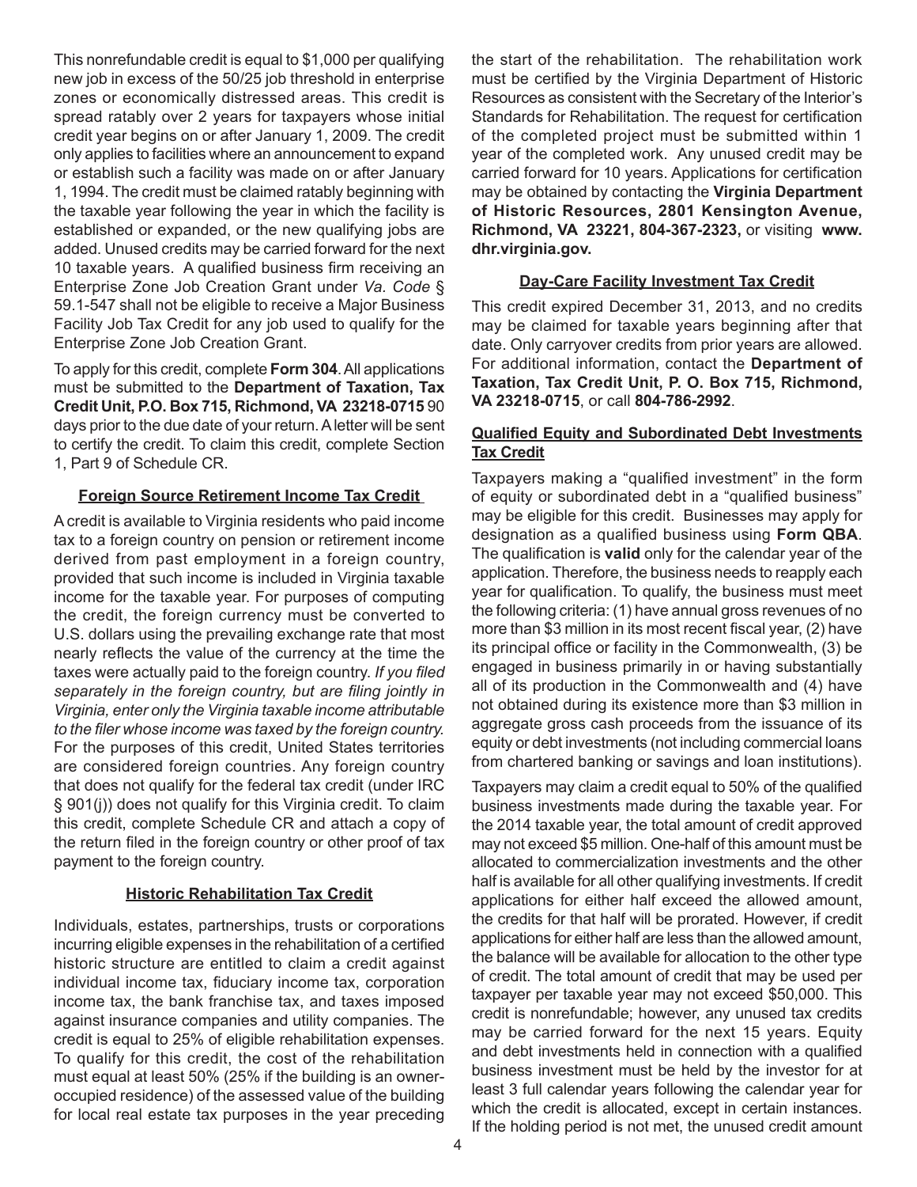This nonrefundable credit is equal to $1,000 per qualifying new job in excess of the 50/25 job threshold in enterprise zones or economically distressed areas. This credit is spread ratably over 2 years for taxpayers whose initial credit year begins on or after January 1, 2009. The credit only applies to facilities where an announcement to expand or establish such a facility was made on or after January 1, 1994. The credit must be claimed ratably beginning with the taxable year following the year in which the facility is established or expanded, or the new qualifying jobs are added. Unused credits may be carried forward for the next 10 taxable years. A qualified business firm receiving an Enterprise Zone Job Creation Grant under *Va. Code* § 59.1-547 shall not be eligible to receive a Major Business Facility Job Tax Credit for any job used to qualify for the Enterprise Zone Job Creation Grant.

To apply for this credit, complete **Form 304**. All applications must be submitted to the **Department of Taxation, Tax Credit Unit, P.O. Box 715, Richmond, VA 23218-0715** 90 days prior to the due date of your return. A letter will be sent to certify the credit. To claim this credit, complete Section 1, Part 9 of Schedule CR.

## Foreign Source Retirement Income Tax Credit

A credit is available to Virginia residents who paid income tax to a foreign country on pension or retirement income derived from past employment in a foreign country, provided that such income is included in Virginia taxable income for the taxable year. For purposes of computing the credit, the foreign currency must be converted to U.S. dollars using the prevailing exchange rate that most nearly reflects the value of the currency at the time the taxes were actually paid to the foreign country. *If you filed separately in the foreign country, but are filing jointly in Virginia, enter only the Virginia taxable income attributable to the filer whose income was taxed by the foreign country.* For the purposes of this credit, United States territories are considered foreign countries. Any foreign country that does not qualify for the federal tax credit (under IRC § 901(j)) does not qualify for this Virginia credit. To claim this credit, complete Schedule CR and attach a copy of the return filed in the foreign country or other proof of tax payment to the foreign country.

## Historic Rehabilitation Tax Credit

Individuals, estates, partnerships, trusts or corporations incurring eligible expenses in the rehabilitation of a certified historic structure are entitled to claim a credit against individual income tax, fiduciary income tax, corporation income tax, the bank franchise tax, and taxes imposed against insurance companies and utility companies. The credit is equal to 25% of eligible rehabilitation expenses. To qualify for this credit, the cost of the rehabilitation must equal at least 50% (25% if the building is an owner-occupied residence) of the assessed value of the building for local real estate tax purposes in the year preceding the start of the rehabilitation. The rehabilitation work must be certified by the Virginia Department of Historic Resources as consistent with the Secretary of the Interior's Standards for Rehabilitation. The request for certification of the completed project must be submitted within 1 year of the completed work. Any unused credit may be carried forward for 10 years. Applications for certification may be obtained by contacting the **Virginia Department of Historic Resources, 2801 Kensington Avenue, Richmond, VA 23221, 804-367-2323,** or visiting **www.dhr.virginia.gov.**

## Day-Care Facility Investment Tax Credit

This credit expired December 31, 2013, and no credits may be claimed for taxable years beginning after that date. Only carryover credits from prior years are allowed. For additional information, contact the **Department of Taxation, Tax Credit Unit, P. O. Box 715, Richmond, VA 23218-0715**, or call **804-786-2992**.

## Qualified Equity and Subordinated Debt Investments Tax Credit

Taxpayers making a "qualified investment" in the form of equity or subordinated debt in a "qualified business" may be eligible for this credit. Businesses may apply for designation as a qualified business using **Form QBA**. The qualification is **valid** only for the calendar year of the application. Therefore, the business needs to reapply each year for qualification. To qualify, the business must meet the following criteria: (1) have annual gross revenues of no more than $3 million in its most recent fiscal year, (2) have its principal office or facility in the Commonwealth, (3) be engaged in business primarily in or having substantially all of its production in the Commonwealth and (4) have not obtained during its existence more than $3 million in aggregate gross cash proceeds from the issuance of its equity or debt investments (not including commercial loans from chartered banking or savings and loan institutions).

Taxpayers may claim a credit equal to 50% of the qualified business investments made during the taxable year. For the 2014 taxable year, the total amount of credit approved may not exceed $5 million. One-half of this amount must be allocated to commercialization investments and the other half is available for all other qualifying investments. If credit applications for either half exceed the allowed amount, the credits for that half will be prorated. However, if credit applications for either half are less than the allowed amount, the balance will be available for allocation to the other type of credit. The total amount of credit that may be used per taxpayer per taxable year may not exceed $50,000. This credit is nonrefundable; however, any unused tax credits may be carried forward for the next 15 years. Equity and debt investments held in connection with a qualified business investment must be held by the investor for at least 3 full calendar years following the calendar year for which the credit is allocated, except in certain instances. If the holding period is not met, the unused credit amount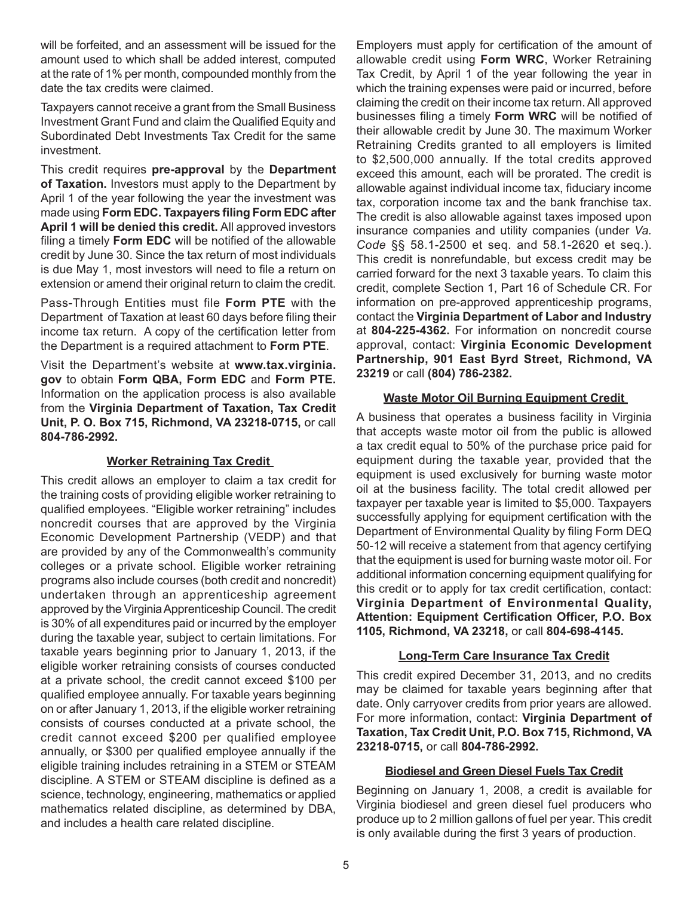will be forfeited, and an assessment will be issued for the amount used to which shall be added interest, computed at the rate of 1% per month, compounded monthly from the date the tax credits were claimed.

Taxpayers cannot receive a grant from the Small Business Investment Grant Fund and claim the Qualified Equity and Subordinated Debt Investments Tax Credit for the same investment.

This credit requires **pre-approval** by the **Department of Taxation.** Investors must apply to the Department by April 1 of the year following the year the investment was made using **Form EDC. Taxpayers filing Form EDC after April 1 will be denied this credit.** All approved investors filing a timely **Form EDC** will be notified of the allowable credit by June 30. Since the tax return of most individuals is due May 1, most investors will need to file a return on extension or amend their original return to claim the credit.

Pass-Through Entities must file **Form PTE** with the Department of Taxation at least 60 days before filing their income tax return. A copy of the certification letter from the Department is a required attachment to **Form PTE**.

Visit the Department's website at **www.tax.virginia.gov** to obtain **Form QBA, Form EDC** and **Form PTE.** Information on the application process is also available from the **Virginia Department of Taxation, Tax Credit Unit, P. O. Box 715, Richmond, VA 23218-0715,** or call **804-786-2992.**

## Worker Retraining Tax Credit

This credit allows an employer to claim a tax credit for the training costs of providing eligible worker retraining to qualified employees. "Eligible worker retraining" includes noncredit courses that are approved by the Virginia Economic Development Partnership (VEDP) and that are provided by any of the Commonwealth's community colleges or a private school. Eligible worker retraining programs also include courses (both credit and noncredit) undertaken through an apprenticeship agreement approved by the Virginia Apprenticeship Council. The credit is 30% of all expenditures paid or incurred by the employer during the taxable year, subject to certain limitations. For taxable years beginning prior to January 1, 2013, if the eligible worker retraining consists of courses conducted at a private school, the credit cannot exceed $100 per qualified employee annually. For taxable years beginning on or after January 1, 2013, if the eligible worker retraining consists of courses conducted at a private school, the credit cannot exceed $200 per qualified employee annually, or $300 per qualified employee annually if the eligible training includes retraining in a STEM or STEAM discipline. A STEM or STEAM discipline is defined as a science, technology, engineering, mathematics or applied mathematics related discipline, as determined by DBA, and includes a health care related discipline.

Employers must apply for certification of the amount of allowable credit using **Form WRC**, Worker Retraining Tax Credit, by April 1 of the year following the year in which the training expenses were paid or incurred, before claiming the credit on their income tax return. All approved businesses filing a timely **Form WRC** will be notified of their allowable credit by June 30. The maximum Worker Retraining Credits granted to all employers is limited to $2,500,000 annually. If the total credits approved exceed this amount, each will be prorated. The credit is allowable against individual income tax, fiduciary income tax, corporation income tax and the bank franchise tax. The credit is also allowable against taxes imposed upon insurance companies and utility companies (under *Va. Code* §§ 58.1-2500 et seq. and 58.1-2620 et seq.). This credit is nonrefundable, but excess credit may be carried forward for the next 3 taxable years. To claim this credit, complete Section 1, Part 16 of Schedule CR. For information on pre-approved apprenticeship programs, contact the **Virginia Department of Labor and Industry** at **804-225-4362.** For information on noncredit course approval, contact: **Virginia Economic Development Partnership, 901 East Byrd Street, Richmond, VA 23219** or call **(804) 786-2382.**

## Waste Motor Oil Burning Equipment Credit

A business that operates a business facility in Virginia that accepts waste motor oil from the public is allowed a tax credit equal to 50% of the purchase price paid for equipment during the taxable year, provided that the equipment is used exclusively for burning waste motor oil at the business facility. The total credit allowed per taxpayer per taxable year is limited to $5,000. Taxpayers successfully applying for equipment certification with the Department of Environmental Quality by filing Form DEQ 50-12 will receive a statement from that agency certifying that the equipment is used for burning waste motor oil. For additional information concerning equipment qualifying for this credit or to apply for tax credit certification, contact: **Virginia Department of Environmental Quality, Attention: Equipment Certification Officer, P.O. Box 1105, Richmond, VA 23218,** or call **804-698-4145.**

## Long-Term Care Insurance Tax Credit

This credit expired December 31, 2013, and no credits may be claimed for taxable years beginning after that date. Only carryover credits from prior years are allowed. For more information, contact: **Virginia Department of Taxation, Tax Credit Unit, P.O. Box 715, Richmond, VA 23218-0715,** or call **804-786-2992.**

## Biodiesel and Green Diesel Fuels Tax Credit

Beginning on January 1, 2008, a credit is available for Virginia biodiesel and green diesel fuel producers who produce up to 2 million gallons of fuel per year. This credit is only available during the first 3 years of production.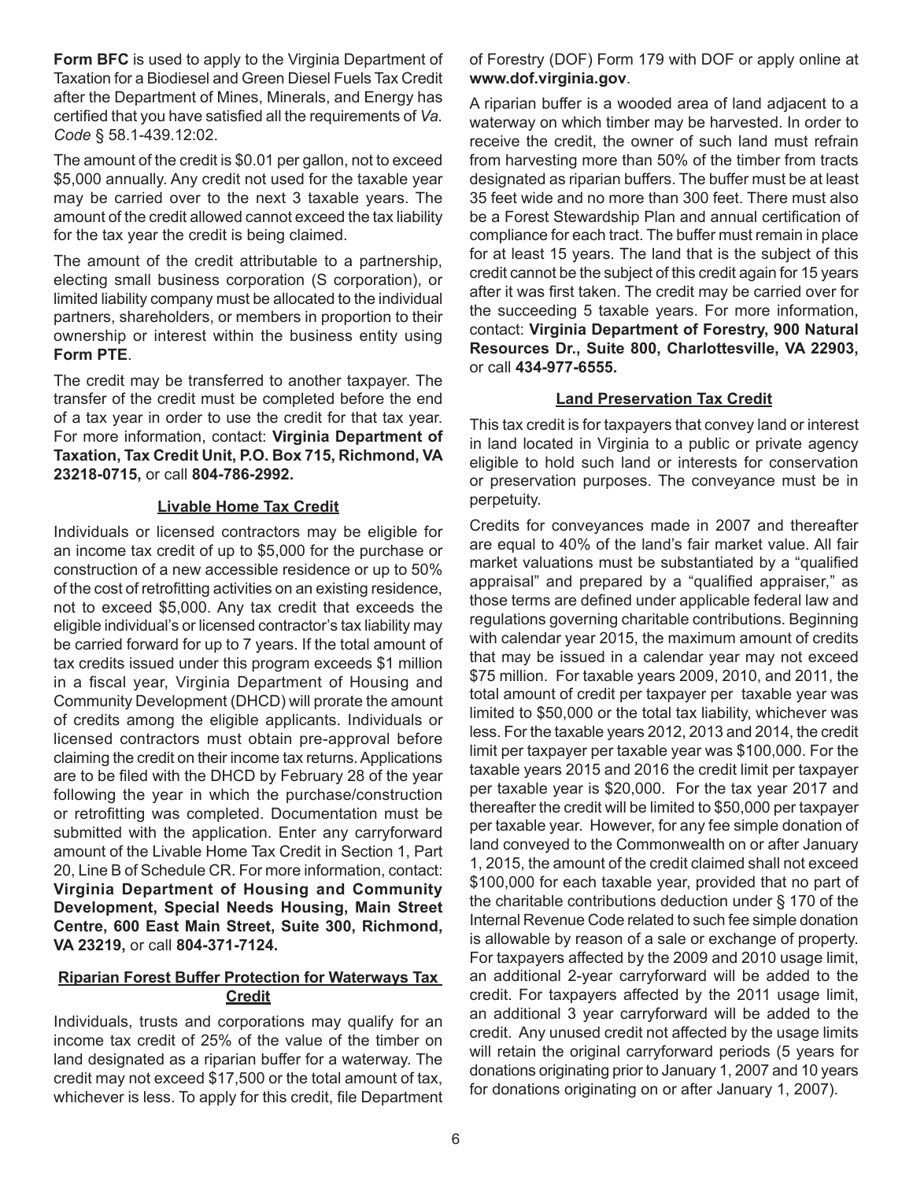**Form BFC** is used to apply to the Virginia Department of Taxation for a Biodiesel and Green Diesel Fuels Tax Credit after the Department of Mines, Minerals, and Energy has certified that you have satisfied all the requirements of *Va. Code* § 58.1-439.12:02.

The amount of the credit is $0.01 per gallon, not to exceed $5,000 annually. Any credit not used for the taxable year may be carried over to the next 3 taxable years. The amount of the credit allowed cannot exceed the tax liability for the tax year the credit is being claimed.

The amount of the credit attributable to a partnership, electing small business corporation (S corporation), or limited liability company must be allocated to the individual partners, shareholders, or members in proportion to their ownership or interest within the business entity using **Form PTE**.

The credit may be transferred to another taxpayer. The transfer of the credit must be completed before the end of a tax year in order to use the credit for that tax year. For more information, contact: **Virginia Department of Taxation, Tax Credit Unit, P.O. Box 715, Richmond, VA 23218-0715,** or call **804-786-2992.**

### Livable Home Tax Credit

Individuals or licensed contractors may be eligible for an income tax credit of up to $5,000 for the purchase or construction of a new accessible residence or up to 50% of the cost of retrofitting activities on an existing residence, not to exceed $5,000. Any tax credit that exceeds the eligible individual's or licensed contractor's tax liability may be carried forward for up to 7 years. If the total amount of tax credits issued under this program exceeds $1 million in a fiscal year, Virginia Department of Housing and Community Development (DHCD) will prorate the amount of credits among the eligible applicants. Individuals or licensed contractors must obtain pre-approval before claiming the credit on their income tax returns. Applications are to be filed with the DHCD by February 28 of the year following the year in which the purchase/construction or retrofitting was completed. Documentation must be submitted with the application. Enter any carryforward amount of the Livable Home Tax Credit in Section 1, Part 20, Line B of Schedule CR. For more information, contact: **Virginia Department of Housing and Community Development, Special Needs Housing, Main Street Centre, 600 East Main Street, Suite 300, Richmond, VA 23219,** or call **804-371-7124.**

### Riparian Forest Buffer Protection for Waterways Tax Credit

Individuals, trusts and corporations may qualify for an income tax credit of 25% of the value of the timber on land designated as a riparian buffer for a waterway. The credit may not exceed $17,500 or the total amount of tax, whichever is less. To apply for this credit, file Department of Forestry (DOF) Form 179 with DOF or apply online at **www.dof.virginia.gov**.

A riparian buffer is a wooded area of land adjacent to a waterway on which timber may be harvested. In order to receive the credit, the owner of such land must refrain from harvesting more than 50% of the timber from tracts designated as riparian buffers. The buffer must be at least 35 feet wide and no more than 300 feet. There must also be a Forest Stewardship Plan and annual certification of compliance for each tract. The buffer must remain in place for at least 15 years. The land that is the subject of this credit cannot be the subject of this credit again for 15 years after it was first taken. The credit may be carried over for the succeeding 5 taxable years. For more information, contact: **Virginia Department of Forestry, 900 Natural Resources Dr., Suite 800, Charlottesville, VA 22903,** or call **434-977-6555.**

### Land Preservation Tax Credit

This tax credit is for taxpayers that convey land or interest in land located in Virginia to a public or private agency eligible to hold such land or interests for conservation or preservation purposes. The conveyance must be in perpetuity.

Credits for conveyances made in 2007 and thereafter are equal to 40% of the land's fair market value. All fair market valuations must be substantiated by a "qualified appraisal" and prepared by a "qualified appraiser," as those terms are defined under applicable federal law and regulations governing charitable contributions. Beginning with calendar year 2015, the maximum amount of credits that may be issued in a calendar year may not exceed $75 million. For taxable years 2009, 2010, and 2011, the total amount of credit per taxpayer per taxable year was limited to $50,000 or the total tax liability, whichever was less. For the taxable years 2012, 2013 and 2014, the credit limit per taxpayer per taxable year was $100,000. For the taxable years 2015 and 2016 the credit limit per taxpayer per taxable year is $20,000. For the tax year 2017 and thereafter the credit will be limited to $50,000 per taxpayer per taxable year. However, for any fee simple donation of land conveyed to the Commonwealth on or after January 1, 2015, the amount of the credit claimed shall not exceed $100,000 for each taxable year, provided that no part of the charitable contributions deduction under § 170 of the Internal Revenue Code related to such fee simple donation is allowable by reason of a sale or exchange of property. For taxpayers affected by the 2009 and 2010 usage limit, an additional 2-year carryforward will be added to the credit. For taxpayers affected by the 2011 usage limit, an additional 3 year carryforward will be added to the credit. Any unused credit not affected by the usage limits will retain the original carryforward periods (5 years for donations originating prior to January 1, 2007 and 10 years for donations originating on or after January 1, 2007).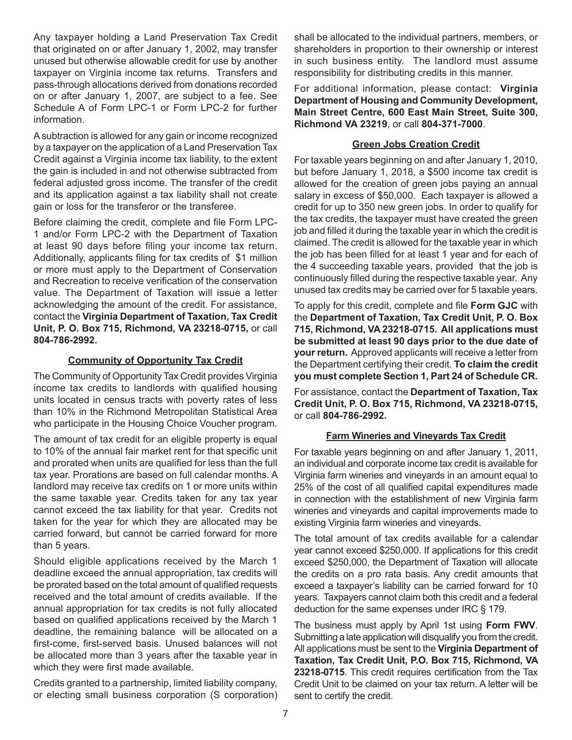Any taxpayer holding a Land Preservation Tax Credit that originated on or after January 1, 2002, may transfer unused but otherwise allowable credit for use by another taxpayer on Virginia income tax returns. Transfers and pass-through allocations derived from donations recorded on or after January 1, 2007, are subject to a fee. See Schedule A of Form LPC-1 or Form LPC-2 for further information.

A subtraction is allowed for any gain or income recognized by a taxpayer on the application of a Land Preservation Tax Credit against a Virginia income tax liability, to the extent the gain is included in and not otherwise subtracted from federal adjusted gross income. The transfer of the credit and its application against a tax liability shall not create gain or loss for the transferor or the transferee.

Before claiming the credit, complete and file Form LPC-1 and/or Form LPC-2 with the Department of Taxation at least 90 days before filing your income tax return. Additionally, applicants filing for tax credits of $1 million or more must apply to the Department of Conservation and Recreation to receive verification of the conservation value. The Department of Taxation will issue a letter acknowledging the amount of the credit. For assistance, contact the **Virginia Department of Taxation, Tax Credit Unit, P. O. Box 715, Richmond, VA 23218-0715,** or call **804-786-2992.**

### Community of Opportunity Tax Credit

The Community of Opportunity Tax Credit provides Virginia income tax credits to landlords with qualified housing units located in census tracts with poverty rates of less than 10% in the Richmond Metropolitan Statistical Area who participate in the Housing Choice Voucher program.

The amount of tax credit for an eligible property is equal to 10% of the annual fair market rent for that specific unit and prorated when units are qualified for less than the full tax year. Prorations are based on full calendar months. A landlord may receive tax credits on 1 or more units within the same taxable year. Credits taken for any tax year cannot exceed the tax liability for that year. Credits not taken for the year for which they are allocated may be carried forward, but cannot be carried forward for more than 5 years.

Should eligible applications received by the March 1 deadline exceed the annual appropriation, tax credits will be prorated based on the total amount of qualified requests received and the total amount of credits available. If the annual appropriation for tax credits is not fully allocated based on qualified applications received by the March 1 deadline, the remaining balance will be allocated on a first-come, first-served basis. Unused balances will not be allocated more than 3 years after the taxable year in which they were first made available.

Credits granted to a partnership, limited liability company, or electing small business corporation (S corporation) shall be allocated to the individual partners, members, or shareholders in proportion to their ownership or interest in such business entity. The landlord must assume responsibility for distributing credits in this manner.

For additional information, please contact: **Virginia Department of Housing and Community Development, Main Street Centre, 600 East Main Street, Suite 300, Richmond VA 23219**, or call **804-371-7000**.

### Green Jobs Creation Credit

For taxable years beginning on and after January 1, 2010, but before January 1, 2018, a $500 income tax credit is allowed for the creation of green jobs paying an annual salary in excess of $50,000. Each taxpayer is allowed a credit for up to 350 new green jobs. In order to qualify for the tax credits, the taxpayer must have created the green job and filled it during the taxable year in which the credit is claimed. The credit is allowed for the taxable year in which the job has been filled for at least 1 year and for each of the 4 succeeding taxable years, provided that the job is continuously filled during the respective taxable year. Any unused tax credits may be carried over for 5 taxable years.

To apply for this credit, complete and file **Form GJC** with the **Department of Taxation, Tax Credit Unit, P. O. Box 715, Richmond, VA 23218-0715. All applications must be submitted at least 90 days prior to the due date of your return.** Approved applicants will receive a letter from the Department certifying their credit. **To claim the credit you must complete Section 1, Part 24 of Schedule CR.**

For assistance, contact the **Department of Taxation, Tax Credit Unit, P. O. Box 715, Richmond, VA 23218-0715,** or call **804-786-2992.**

### Farm Wineries and Vineyards Tax Credit

For taxable years beginning on and after January 1, 2011, an individual and corporate income tax credit is available for Virginia farm wineries and vineyards in an amount equal to 25% of the cost of all qualified capital expenditures made in connection with the establishment of new Virginia farm wineries and vineyards and capital improvements made to existing Virginia farm wineries and vineyards.

The total amount of tax credits available for a calendar year cannot exceed $250,000. If applications for this credit exceed $250,000, the Department of Taxation will allocate the credits on a pro rata basis. Any credit amounts that exceed a taxpayer's liability can be carried forward for 10 years. Taxpayers cannot claim both this credit and a federal deduction for the same expenses under IRC § 179.

The business must apply by April 1st using **Form FWV**. Submitting a late application will disqualify you from the credit. All applications must be sent to the **Virginia Department of Taxation, Tax Credit Unit, P.O. Box 715, Richmond, VA 23218-0715**. This credit requires certification from the Tax Credit Unit to be claimed on your tax return. A letter will be sent to certify the credit.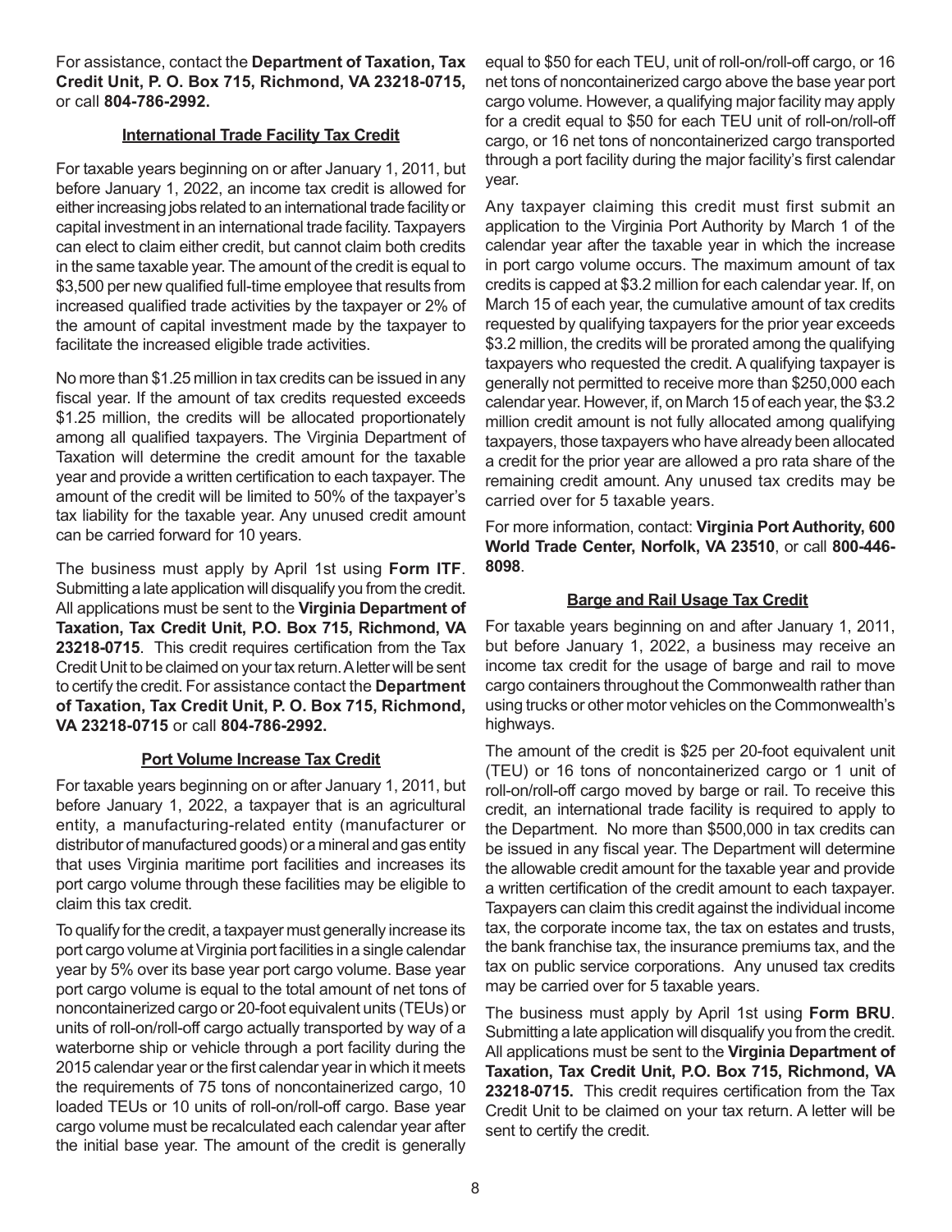For assistance, contact the **Department of Taxation, Tax Credit Unit, P. O. Box 715, Richmond, VA 23218-0715,** or call **804-786-2992.**

### International Trade Facility Tax Credit

For taxable years beginning on or after January 1, 2011, but before January 1, 2022, an income tax credit is allowed for either increasing jobs related to an international trade facility or capital investment in an international trade facility. Taxpayers can elect to claim either credit, but cannot claim both credits in the same taxable year. The amount of the credit is equal to \$3,500 per new qualified full-time employee that results from increased qualified trade activities by the taxpayer or 2% of the amount of capital investment made by the taxpayer to facilitate the increased eligible trade activities.

No more than \$1.25 million in tax credits can be issued in any fiscal year. If the amount of tax credits requested exceeds \$1.25 million, the credits will be allocated proportionately among all qualified taxpayers. The Virginia Department of Taxation will determine the credit amount for the taxable year and provide a written certification to each taxpayer. The amount of the credit will be limited to 50% of the taxpayer's tax liability for the taxable year. Any unused credit amount can be carried forward for 10 years.

The business must apply by April 1st using **Form ITF**. Submitting a late application will disqualify you from the credit. All applications must be sent to the **Virginia Department of Taxation, Tax Credit Unit, P.O. Box 715, Richmond, VA 23218-0715**. This credit requires certification from the Tax Credit Unit to be claimed on your tax return. A letter will be sent to certify the credit. For assistance contact the **Department of Taxation, Tax Credit Unit, P. O. Box 715, Richmond, VA 23218-0715** or call **804-786-2992.**

### Port Volume Increase Tax Credit

For taxable years beginning on or after January 1, 2011, but before January 1, 2022, a taxpayer that is an agricultural entity, a manufacturing-related entity (manufacturer or distributor of manufactured goods) or a mineral and gas entity that uses Virginia maritime port facilities and increases its port cargo volume through these facilities may be eligible to claim this tax credit.

To qualify for the credit, a taxpayer must generally increase its port cargo volume at Virginia port facilities in a single calendar year by 5% over its base year port cargo volume. Base year port cargo volume is equal to the total amount of net tons of noncontainerized cargo or 20-foot equivalent units (TEUs) or units of roll-on/roll-off cargo actually transported by way of a waterborne ship or vehicle through a port facility during the 2015 calendar year or the first calendar year in which it meets the requirements of 75 tons of noncontainerized cargo, 10 loaded TEUs or 10 units of roll-on/roll-off cargo. Base year cargo volume must be recalculated each calendar year after the initial base year. The amount of the credit is generally equal to \$50 for each TEU, unit of roll-on/roll-off cargo, or 16 net tons of noncontainerized cargo above the base year port cargo volume. However, a qualifying major facility may apply for a credit equal to \$50 for each TEU unit of roll-on/roll-off cargo, or 16 net tons of noncontainerized cargo transported through a port facility during the major facility's first calendar year.

Any taxpayer claiming this credit must first submit an application to the Virginia Port Authority by March 1 of the calendar year after the taxable year in which the increase in port cargo volume occurs. The maximum amount of tax credits is capped at \$3.2 million for each calendar year. If, on March 15 of each year, the cumulative amount of tax credits requested by qualifying taxpayers for the prior year exceeds \$3.2 million, the credits will be prorated among the qualifying taxpayers who requested the credit. A qualifying taxpayer is generally not permitted to receive more than \$250,000 each calendar year. However, if, on March 15 of each year, the \$3.2 million credit amount is not fully allocated among qualifying taxpayers, those taxpayers who have already been allocated a credit for the prior year are allowed a pro rata share of the remaining credit amount. Any unused tax credits may be carried over for 5 taxable years.

For more information, contact: **Virginia Port Authority, 600 World Trade Center, Norfolk, VA 23510**, or call **800-446-8098**.

### Barge and Rail Usage Tax Credit

For taxable years beginning on and after January 1, 2011, but before January 1, 2022, a business may receive an income tax credit for the usage of barge and rail to move cargo containers throughout the Commonwealth rather than using trucks or other motor vehicles on the Commonwealth's highways.

The amount of the credit is \$25 per 20-foot equivalent unit (TEU) or 16 tons of noncontainerized cargo or 1 unit of roll-on/roll-off cargo moved by barge or rail. To receive this credit, an international trade facility is required to apply to the Department. No more than \$500,000 in tax credits can be issued in any fiscal year. The Department will determine the allowable credit amount for the taxable year and provide a written certification of the credit amount to each taxpayer. Taxpayers can claim this credit against the individual income tax, the corporate income tax, the tax on estates and trusts, the bank franchise tax, the insurance premiums tax, and the tax on public service corporations. Any unused tax credits may be carried over for 5 taxable years.

The business must apply by April 1st using **Form BRU**. Submitting a late application will disqualify you from the credit. All applications must be sent to the **Virginia Department of Taxation, Tax Credit Unit, P.O. Box 715, Richmond, VA 23218-0715.** This credit requires certification from the Tax Credit Unit to be claimed on your tax return. A letter will be sent to certify the credit.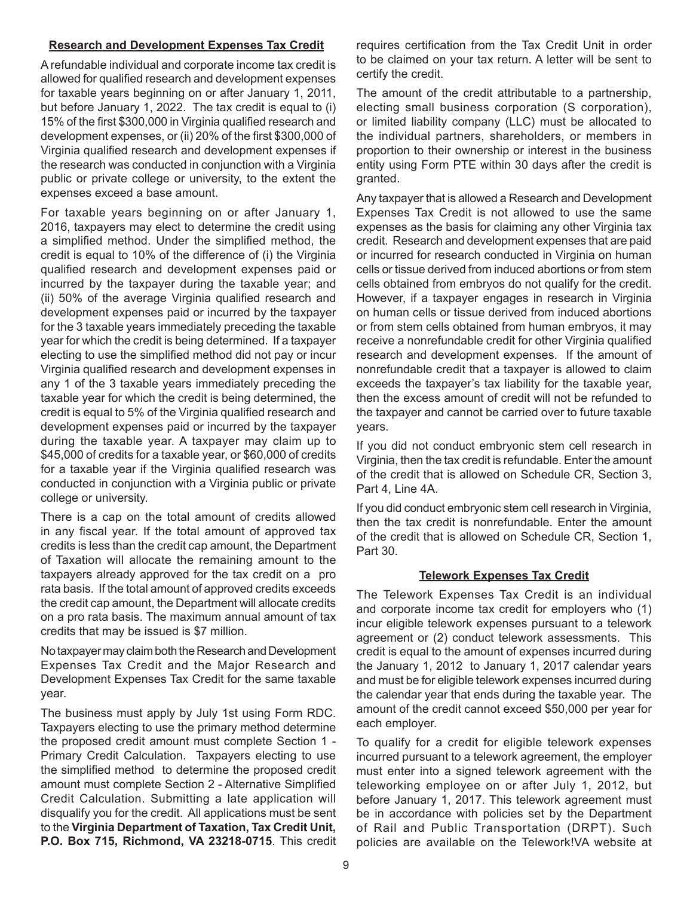## Research and Development Expenses Tax Credit

A refundable individual and corporate income tax credit is allowed for qualified research and development expenses for taxable years beginning on or after January 1, 2011, but before January 1, 2022. The tax credit is equal to (i) 15% of the first $300,000 in Virginia qualified research and development expenses, or (ii) 20% of the first $300,000 of Virginia qualified research and development expenses if the research was conducted in conjunction with a Virginia public or private college or university, to the extent the expenses exceed a base amount.

For taxable years beginning on or after January 1, 2016, taxpayers may elect to determine the credit using a simplified method. Under the simplified method, the credit is equal to 10% of the difference of (i) the Virginia qualified research and development expenses paid or incurred by the taxpayer during the taxable year; and (ii) 50% of the average Virginia qualified research and development expenses paid or incurred by the taxpayer for the 3 taxable years immediately preceding the taxable year for which the credit is being determined. If a taxpayer electing to use the simplified method did not pay or incur Virginia qualified research and development expenses in any 1 of the 3 taxable years immediately preceding the taxable year for which the credit is being determined, the credit is equal to 5% of the Virginia qualified research and development expenses paid or incurred by the taxpayer during the taxable year. A taxpayer may claim up to $45,000 of credits for a taxable year, or $60,000 of credits for a taxable year if the Virginia qualified research was conducted in conjunction with a Virginia public or private college or university.

There is a cap on the total amount of credits allowed in any fiscal year. If the total amount of approved tax credits is less than the credit cap amount, the Department of Taxation will allocate the remaining amount to the taxpayers already approved for the tax credit on a pro rata basis. If the total amount of approved credits exceeds the credit cap amount, the Department will allocate credits on a pro rata basis. The maximum annual amount of tax credits that may be issued is $7 million.

No taxpayer may claim both the Research and Development Expenses Tax Credit and the Major Research and Development Expenses Tax Credit for the same taxable year.

The business must apply by July 1st using Form RDC. Taxpayers electing to use the primary method determine the proposed credit amount must complete Section 1 - Primary Credit Calculation. Taxpayers electing to use the simplified method to determine the proposed credit amount must complete Section 2 - Alternative Simplified Credit Calculation. Submitting a late application will disqualify you for the credit. All applications must be sent to the **Virginia Department of Taxation, Tax Credit Unit, P.O. Box 715, Richmond, VA 23218-0715**. This credit requires certification from the Tax Credit Unit in order to be claimed on your tax return. A letter will be sent to certify the credit.

The amount of the credit attributable to a partnership, electing small business corporation (S corporation), or limited liability company (LLC) must be allocated to the individual partners, shareholders, or members in proportion to their ownership or interest in the business entity using Form PTE within 30 days after the credit is granted.

Any taxpayer that is allowed a Research and Development Expenses Tax Credit is not allowed to use the same expenses as the basis for claiming any other Virginia tax credit. Research and development expenses that are paid or incurred for research conducted in Virginia on human cells or tissue derived from induced abortions or from stem cells obtained from embryos do not qualify for the credit. However, if a taxpayer engages in research in Virginia on human cells or tissue derived from induced abortions or from stem cells obtained from human embryos, it may receive a nonrefundable credit for other Virginia qualified research and development expenses. If the amount of nonrefundable credit that a taxpayer is allowed to claim exceeds the taxpayer's tax liability for the taxable year, then the excess amount of credit will not be refunded to the taxpayer and cannot be carried over to future taxable years.

If you did not conduct embryonic stem cell research in Virginia, then the tax credit is refundable. Enter the amount of the credit that is allowed on Schedule CR, Section 3, Part 4, Line 4A.

If you did conduct embryonic stem cell research in Virginia, then the tax credit is nonrefundable. Enter the amount of the credit that is allowed on Schedule CR, Section 1, Part 30.

## Telework Expenses Tax Credit

The Telework Expenses Tax Credit is an individual and corporate income tax credit for employers who (1) incur eligible telework expenses pursuant to a telework agreement or (2) conduct telework assessments. This credit is equal to the amount of expenses incurred during the January 1, 2012 to January 1, 2017 calendar years and must be for eligible telework expenses incurred during the calendar year that ends during the taxable year. The amount of the credit cannot exceed $50,000 per year for each employer.

To qualify for a credit for eligible telework expenses incurred pursuant to a telework agreement, the employer must enter into a signed telework agreement with the teleworking employee on or after July 1, 2012, but before January 1, 2017. This telework agreement must be in accordance with policies set by the Department of Rail and Public Transportation (DRPT). Such policies are available on the Telework!VA website at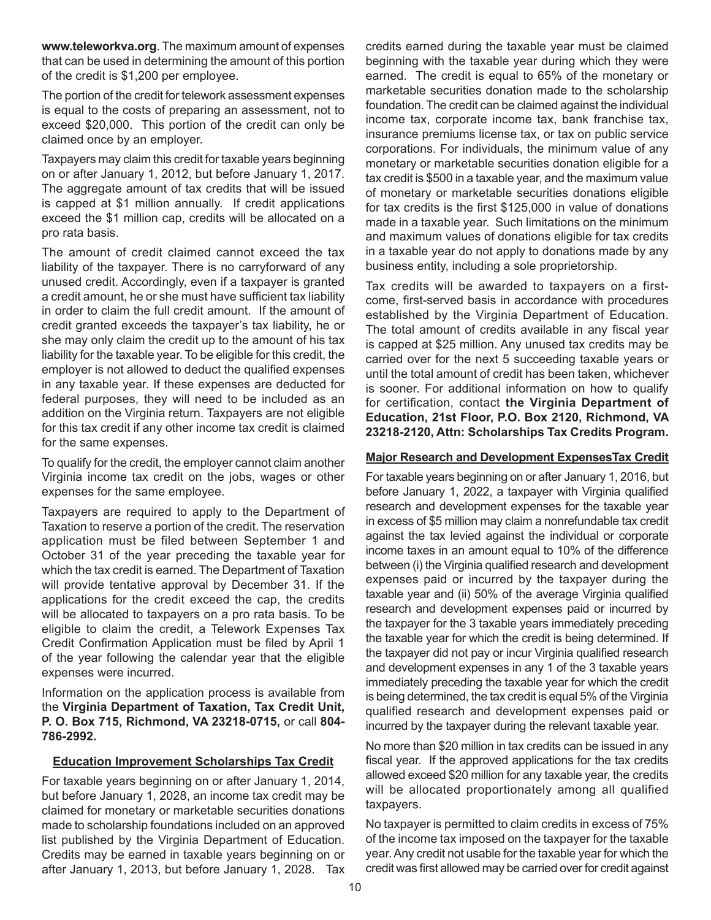**www.teleworkva.org**. The maximum amount of expenses that can be used in determining the amount of this portion of the credit is $1,200 per employee.

The portion of the credit for telework assessment expenses is equal to the costs of preparing an assessment, not to exceed $20,000. This portion of the credit can only be claimed once by an employer.

Taxpayers may claim this credit for taxable years beginning on or after January 1, 2012, but before January 1, 2017. The aggregate amount of tax credits that will be issued is capped at $1 million annually. If credit applications exceed the $1 million cap, credits will be allocated on a pro rata basis.

The amount of credit claimed cannot exceed the tax liability of the taxpayer. There is no carryforward of any unused credit. Accordingly, even if a taxpayer is granted a credit amount, he or she must have sufficient tax liability in order to claim the full credit amount. If the amount of credit granted exceeds the taxpayer's tax liability, he or she may only claim the credit up to the amount of his tax liability for the taxable year. To be eligible for this credit, the employer is not allowed to deduct the qualified expenses in any taxable year. If these expenses are deducted for federal purposes, they will need to be included as an addition on the Virginia return. Taxpayers are not eligible for this tax credit if any other income tax credit is claimed for the same expenses.

To qualify for the credit, the employer cannot claim another Virginia income tax credit on the jobs, wages or other expenses for the same employee.

Taxpayers are required to apply to the Department of Taxation to reserve a portion of the credit. The reservation application must be filed between September 1 and October 31 of the year preceding the taxable year for which the tax credit is earned. The Department of Taxation will provide tentative approval by December 31. If the applications for the credit exceed the cap, the credits will be allocated to taxpayers on a pro rata basis. To be eligible to claim the credit, a Telework Expenses Tax Credit Confirmation Application must be filed by April 1 of the year following the calendar year that the eligible expenses were incurred.

Information on the application process is available from the **Virginia Department of Taxation, Tax Credit Unit, P. O. Box 715, Richmond, VA 23218-0715,** or call **804-786-2992.**

**Education Improvement Scholarships Tax Credit**

For taxable years beginning on or after January 1, 2014, but before January 1, 2028, an income tax credit may be claimed for monetary or marketable securities donations made to scholarship foundations included on an approved list published by the Virginia Department of Education. Credits may be earned in taxable years beginning on or after January 1, 2013, but before January 1, 2028. Tax credits earned during the taxable year must be claimed beginning with the taxable year during which they were earned. The credit is equal to 65% of the monetary or marketable securities donation made to the scholarship foundation. The credit can be claimed against the individual income tax, corporate income tax, bank franchise tax, insurance premiums license tax, or tax on public service corporations. For individuals, the minimum value of any monetary or marketable securities donation eligible for a tax credit is $500 in a taxable year, and the maximum value of monetary or marketable securities donations eligible for tax credits is the first $125,000 in value of donations made in a taxable year. Such limitations on the minimum and maximum values of donations eligible for tax credits in a taxable year do not apply to donations made by any business entity, including a sole proprietorship.

Tax credits will be awarded to taxpayers on a first-come, first-served basis in accordance with procedures established by the Virginia Department of Education. The total amount of credits available in any fiscal year is capped at $25 million. Any unused tax credits may be carried over for the next 5 succeeding taxable years or until the total amount of credit has been taken, whichever is sooner. For additional information on how to qualify for certification, contact **the Virginia Department of Education, 21st Floor, P.O. Box 2120, Richmond, VA 23218-2120, Attn: Scholarships Tax Credits Program.**

**Major Research and Development ExpensesTax Credit**

For taxable years beginning on or after January 1, 2016, but before January 1, 2022, a taxpayer with Virginia qualified research and development expenses for the taxable year in excess of $5 million may claim a nonrefundable tax credit against the tax levied against the individual or corporate income taxes in an amount equal to 10% of the difference between (i) the Virginia qualified research and development expenses paid or incurred by the taxpayer during the taxable year and (ii) 50% of the average Virginia qualified research and development expenses paid or incurred by the taxpayer for the 3 taxable years immediately preceding the taxable year for which the credit is being determined. If the taxpayer did not pay or incur Virginia qualified research and development expenses in any 1 of the 3 taxable years immediately preceding the taxable year for which the credit is being determined, the tax credit is equal 5% of the Virginia qualified research and development expenses paid or incurred by the taxpayer during the relevant taxable year.

No more than $20 million in tax credits can be issued in any fiscal year. If the approved applications for the tax credits allowed exceed $20 million for any taxable year, the credits will be allocated proportionately among all qualified taxpayers.

No taxpayer is permitted to claim credits in excess of 75% of the income tax imposed on the taxpayer for the taxable year. Any credit not usable for the taxable year for which the credit was first allowed may be carried over for credit against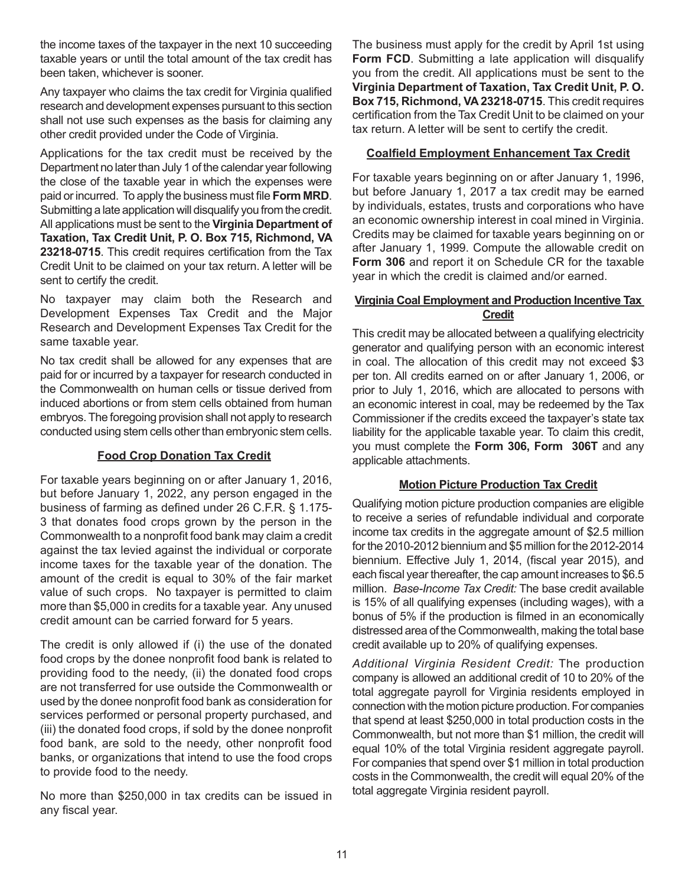the income taxes of the taxpayer in the next 10 succeeding taxable years or until the total amount of the tax credit has been taken, whichever is sooner.

Any taxpayer who claims the tax credit for Virginia qualified research and development expenses pursuant to this section shall not use such expenses as the basis for claiming any other credit provided under the Code of Virginia.

Applications for the tax credit must be received by the Department no later than July 1 of the calendar year following the close of the taxable year in which the expenses were paid or incurred. To apply the business must file **Form MRD**. Submitting a late application will disqualify you from the credit. All applications must be sent to the **Virginia Department of Taxation, Tax Credit Unit, P. O. Box 715, Richmond, VA 23218-0715**. This credit requires certification from the Tax Credit Unit to be claimed on your tax return. A letter will be sent to certify the credit.

No taxpayer may claim both the Research and Development Expenses Tax Credit and the Major Research and Development Expenses Tax Credit for the same taxable year.

No tax credit shall be allowed for any expenses that are paid for or incurred by a taxpayer for research conducted in the Commonwealth on human cells or tissue derived from induced abortions or from stem cells obtained from human embryos. The foregoing provision shall not apply to research conducted using stem cells other than embryonic stem cells.

## Food Crop Donation Tax Credit

For taxable years beginning on or after January 1, 2016, but before January 1, 2022, any person engaged in the business of farming as defined under 26 C.F.R. § 1.175-3 that donates food crops grown by the person in the Commonwealth to a nonprofit food bank may claim a credit against the tax levied against the individual or corporate income taxes for the taxable year of the donation. The amount of the credit is equal to 30% of the fair market value of such crops. No taxpayer is permitted to claim more than $5,000 in credits for a taxable year. Any unused credit amount can be carried forward for 5 years.

The credit is only allowed if (i) the use of the donated food crops by the donee nonprofit food bank is related to providing food to the needy, (ii) the donated food crops are not transferred for use outside the Commonwealth or used by the donee nonprofit food bank as consideration for services performed or personal property purchased, and (iii) the donated food crops, if sold by the donee nonprofit food bank, are sold to the needy, other nonprofit food banks, or organizations that intend to use the food crops to provide food to the needy.

No more than $250,000 in tax credits can be issued in any fiscal year.

The business must apply for the credit by April 1st using **Form FCD**. Submitting a late application will disqualify you from the credit. All applications must be sent to the **Virginia Department of Taxation, Tax Credit Unit, P. O. Box 715, Richmond, VA 23218-0715**. This credit requires certification from the Tax Credit Unit to be claimed on your tax return. A letter will be sent to certify the credit.

## Coalfield Employment Enhancement Tax Credit

For taxable years beginning on or after January 1, 1996, but before January 1, 2017 a tax credit may be earned by individuals, estates, trusts and corporations who have an economic ownership interest in coal mined in Virginia. Credits may be claimed for taxable years beginning on or after January 1, 1999. Compute the allowable credit on **Form 306** and report it on Schedule CR for the taxable year in which the credit is claimed and/or earned.

## Virginia Coal Employment and Production Incentive Tax Credit

This credit may be allocated between a qualifying electricity generator and qualifying person with an economic interest in coal. The allocation of this credit may not exceed $3 per ton. All credits earned on or after January 1, 2006, or prior to July 1, 2016, which are allocated to persons with an economic interest in coal, may be redeemed by the Tax Commissioner if the credits exceed the taxpayer's state tax liability for the applicable taxable year. To claim this credit, you must complete the **Form 306, Form 306T** and any applicable attachments.

## Motion Picture Production Tax Credit

Qualifying motion picture production companies are eligible to receive a series of refundable individual and corporate income tax credits in the aggregate amount of $2.5 million for the 2010-2012 biennium and $5 million for the 2012-2014 biennium. Effective July 1, 2014, (fiscal year 2015), and each fiscal year thereafter, the cap amount increases to $6.5 million. *Base-Income Tax Credit:* The base credit available is 15% of all qualifying expenses (including wages), with a bonus of 5% if the production is filmed in an economically distressed area of the Commonwealth, making the total base credit available up to 20% of qualifying expenses.

*Additional Virginia Resident Credit:* The production company is allowed an additional credit of 10 to 20% of the total aggregate payroll for Virginia residents employed in connection with the motion picture production. For companies that spend at least $250,000 in total production costs in the Commonwealth, but not more than $1 million, the credit will equal 10% of the total Virginia resident aggregate payroll. For companies that spend over $1 million in total production costs in the Commonwealth, the credit will equal 20% of the total aggregate Virginia resident payroll.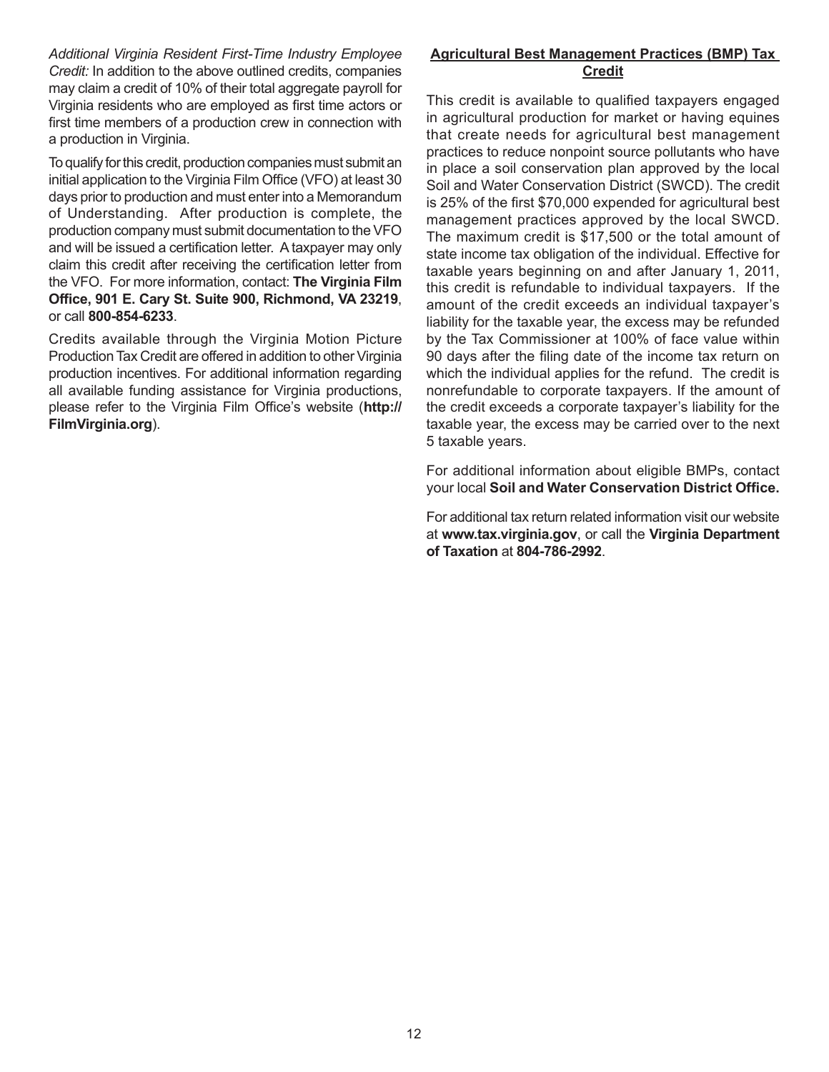*Additional Virginia Resident First-Time Industry Employee Credit:* In addition to the above outlined credits, companies may claim a credit of 10% of their total aggregate payroll for Virginia residents who are employed as first time actors or first time members of a production crew in connection with a production in Virginia.

To qualify for this credit, production companies must submit an initial application to the Virginia Film Office (VFO) at least 30 days prior to production and must enter into a Memorandum of Understanding. After production is complete, the production company must submit documentation to the VFO and will be issued a certification letter. A taxpayer may only claim this credit after receiving the certification letter from the VFO. For more information, contact: **The Virginia Film Office, 901 E. Cary St. Suite 900, Richmond, VA 23219**, or call **800-854-6233**.

Credits available through the Virginia Motion Picture Production Tax Credit are offered in addition to other Virginia production incentives. For additional information regarding all available funding assistance for Virginia productions, please refer to the Virginia Film Office's website (**http://FilmVirginia.org**).

## Agricultural Best Management Practices (BMP) Tax Credit

This credit is available to qualified taxpayers engaged in agricultural production for market or having equines that create needs for agricultural best management practices to reduce nonpoint source pollutants who have in place a soil conservation plan approved by the local Soil and Water Conservation District (SWCD). The credit is 25% of the first $70,000 expended for agricultural best management practices approved by the local SWCD. The maximum credit is $17,500 or the total amount of state income tax obligation of the individual. Effective for taxable years beginning on and after January 1, 2011, this credit is refundable to individual taxpayers. If the amount of the credit exceeds an individual taxpayer's liability for the taxable year, the excess may be refunded by the Tax Commissioner at 100% of face value within 90 days after the filing date of the income tax return on which the individual applies for the refund. The credit is nonrefundable to corporate taxpayers. If the amount of the credit exceeds a corporate taxpayer's liability for the taxable year, the excess may be carried over to the next 5 taxable years.

For additional information about eligible BMPs, contact your local **Soil and Water Conservation District Office.**

For additional tax return related information visit our website at **www.tax.virginia.gov**, or call the **Virginia Department of Taxation** at **804-786-2992**.